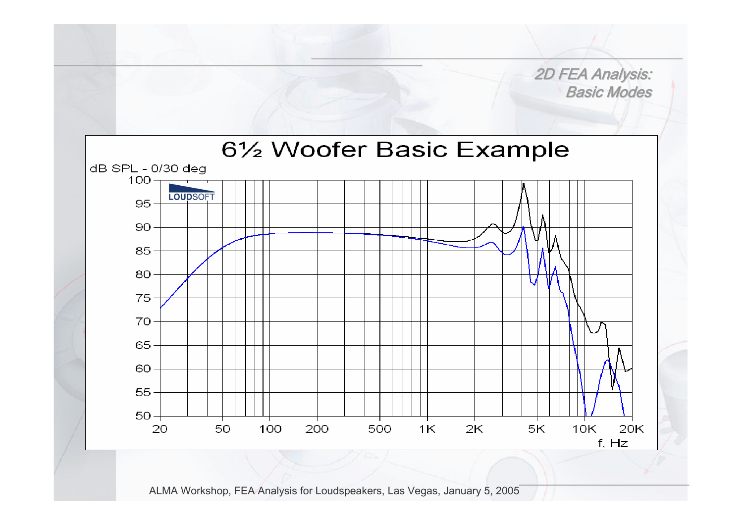## 2D FEA Analysis: Basic Modes

### 6½ Woofer Basic Example

dB SPL - 0/30 deg

LOUDSOFT

f, Hz

ALMA Workshop, FEA Analysis for Loudspeakers, Las Vegas, January 5, 2005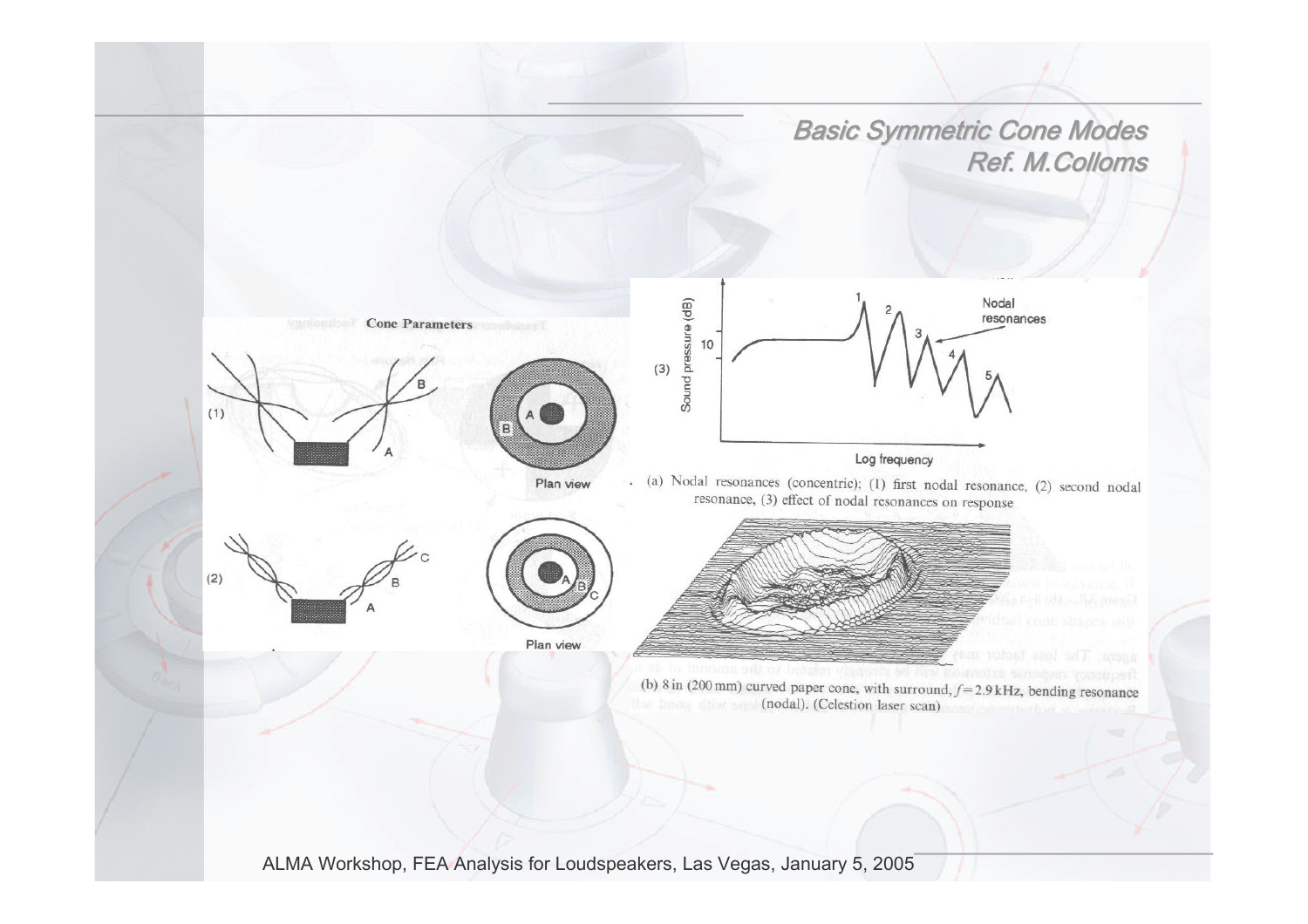## *Basic Symmetric Cone Modes*
## *Ref. M.Colloms*

**Cone Parameters**

(a) Nodal resonances (concentric); (1) first nodal resonance, (2) second nodal resonance, (3) effect of nodal resonances on response

(b) 8 in (200 mm) curved paper cone, with surround, $f = 2.9$ kHz, bending resonance (nodal). (Celestion laser scan)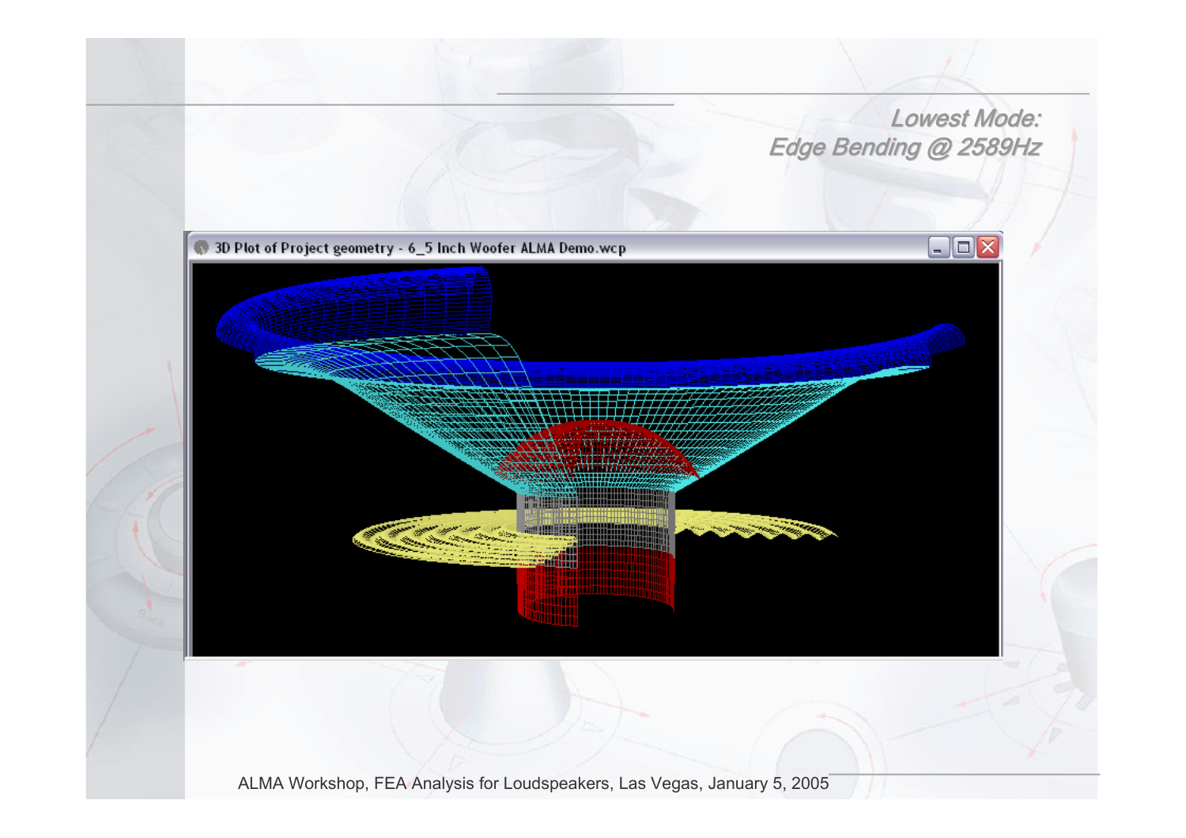## *Lowest Mode:*
## *Edge Bending @ 2589Hz*

3D Plot of Project geometry - 6_5 Inch Woofer ALMA Demo.wcp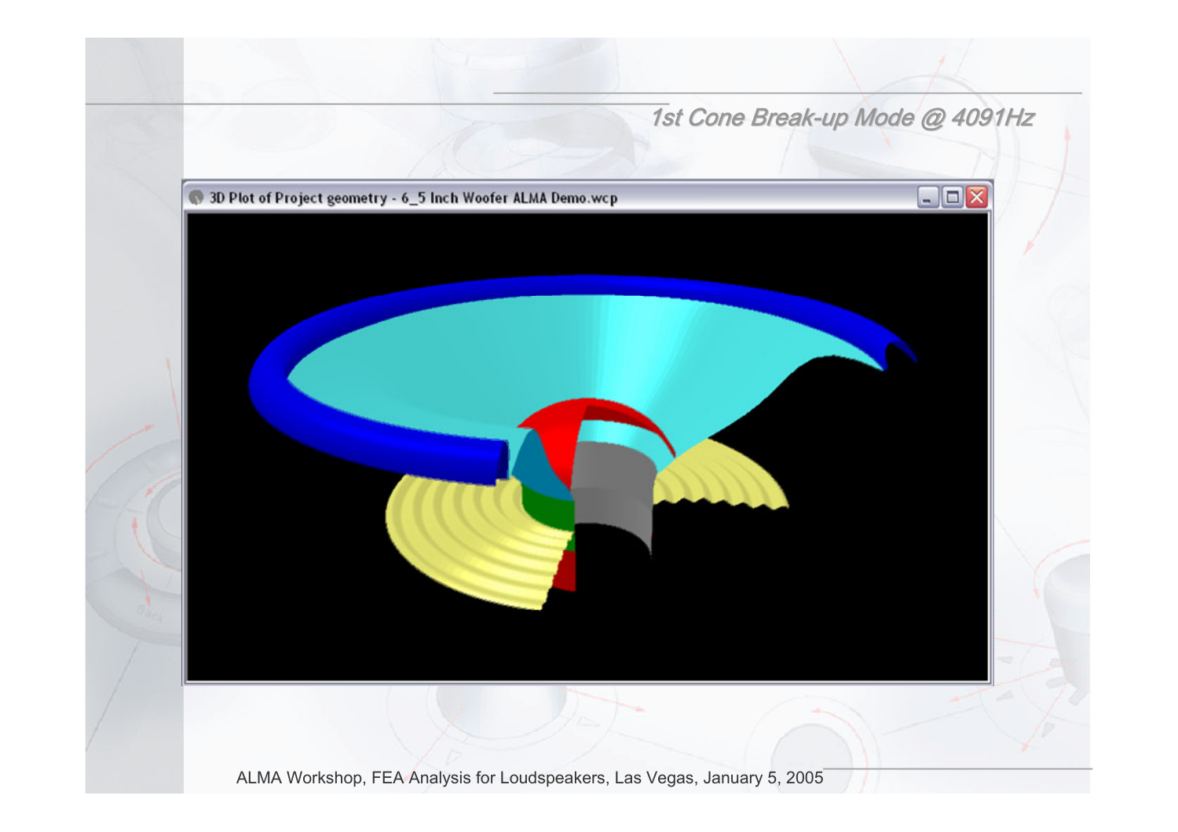# 1st Cone Break-up Mode @ 4091Hz

3D Plot of Project geometry - 6_5 Inch Woofer ALMA Demo.wcp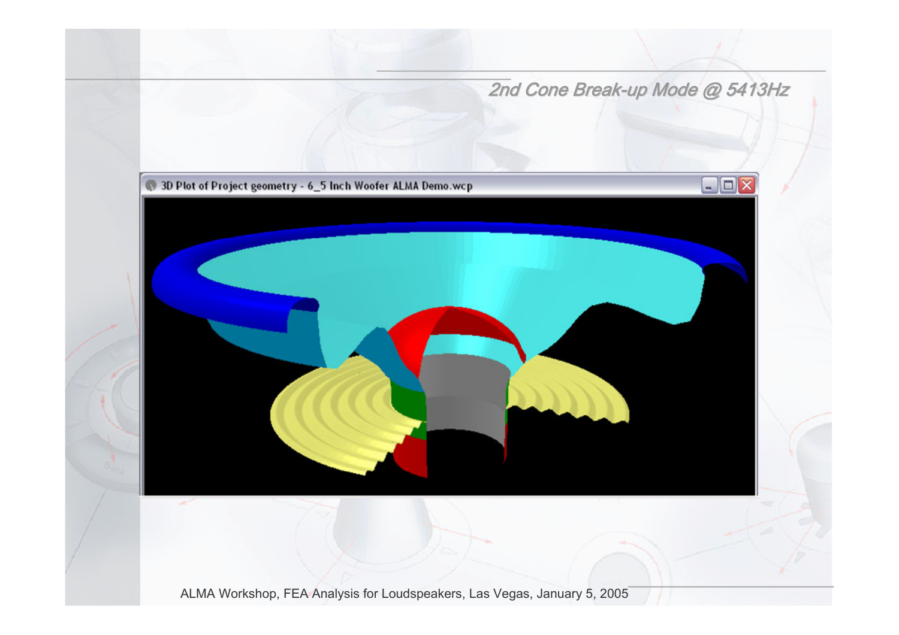## 2nd Cone Break-up Mode @ 5413Hz

3D Plot of Project geometry - 6_5 Inch Woofer ALMA Demo.wcp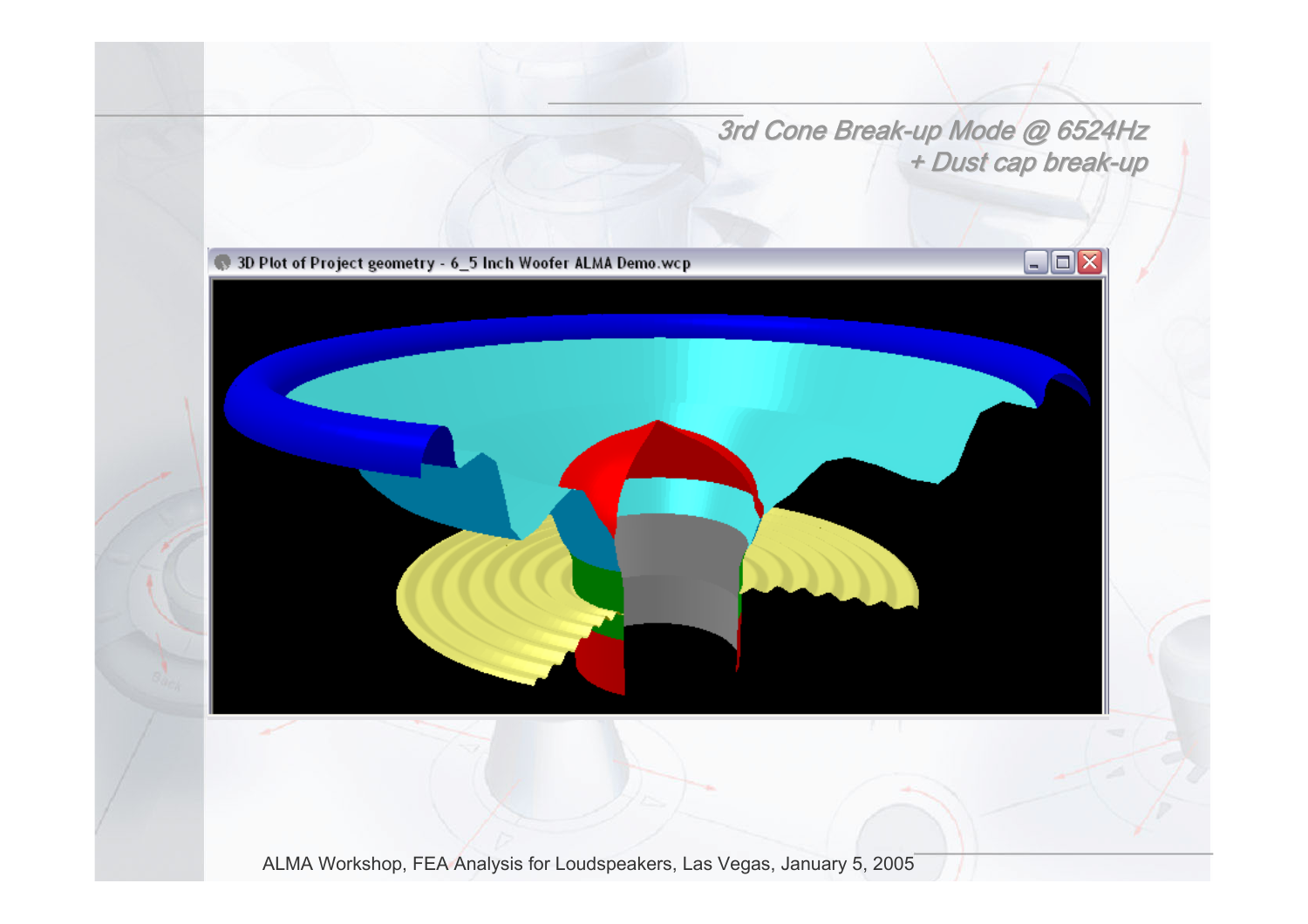# 3rd Cone Break-up Mode @ 6524Hz
# + Dust cap break-up

3D Plot of Project geometry - 6_5 Inch Woofer ALMA Demo.wcp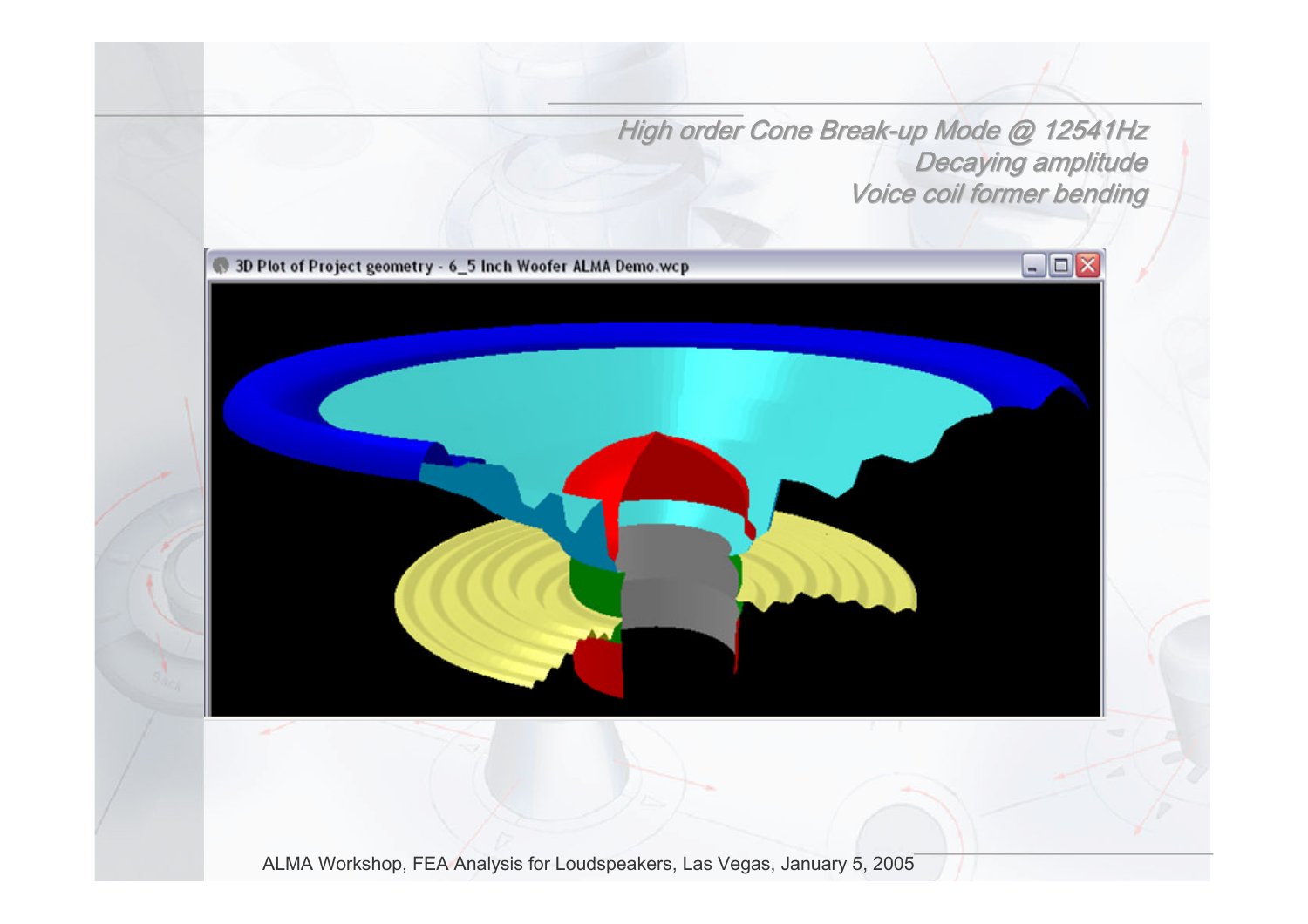*High order Cone Break-up Mode @ 12541Hz*
*Decaying amplitude*
*Voice coil former bending*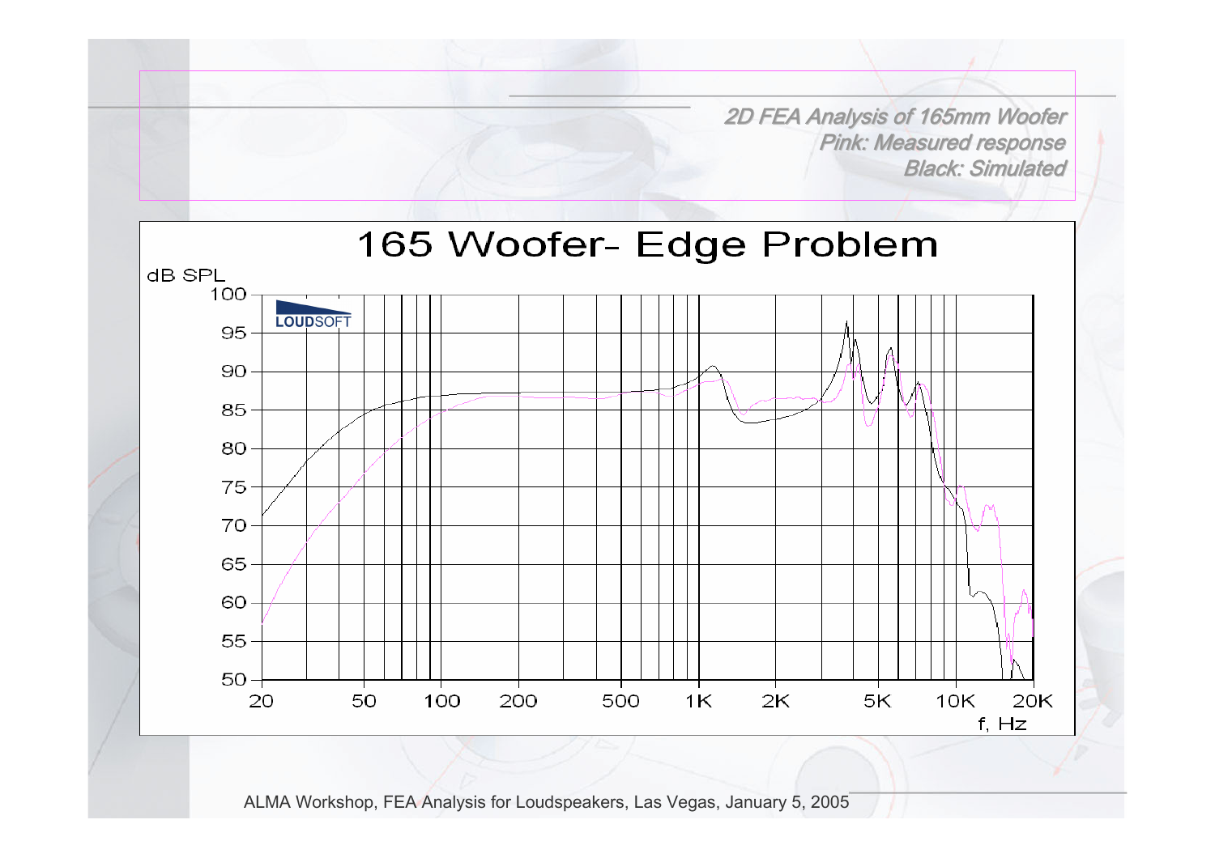*2D FEA Analysis of 165mm Woofer*
*Pink: Measured response*
*Black: Simulated*

## 165 Woofer- Edge Problem

dB SPL

f, Hz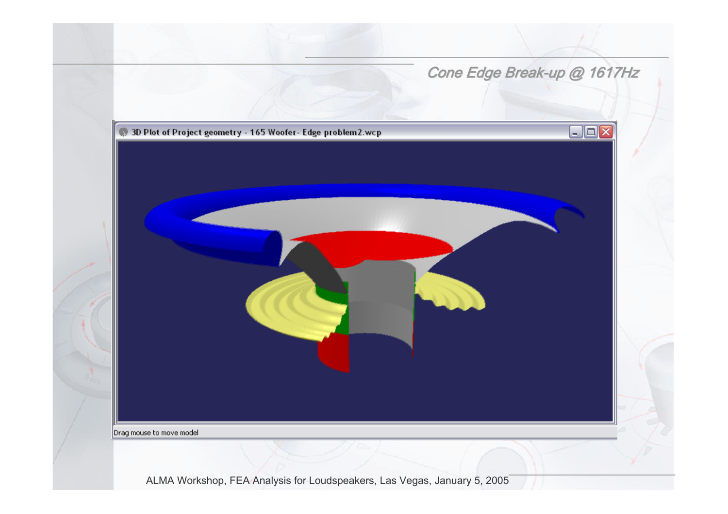# Cone Edge Break-up @ 1617Hz

3D Plot of Project geometry - 165 Woofer- Edge problem2.wcp

Drag mouse to move model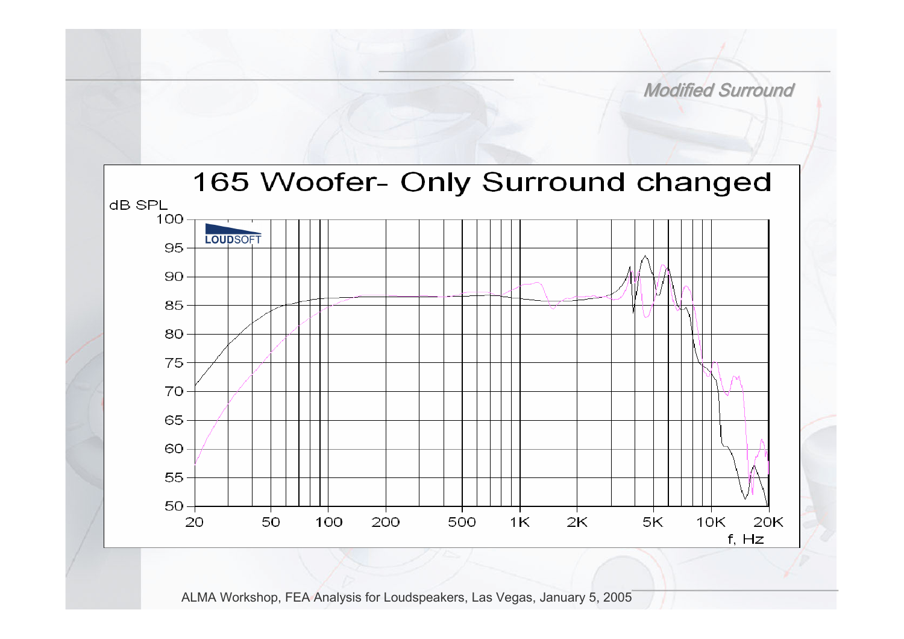## Modified Surround

### 165 Woofer- Only Surround changed

dB SPL

f, Hz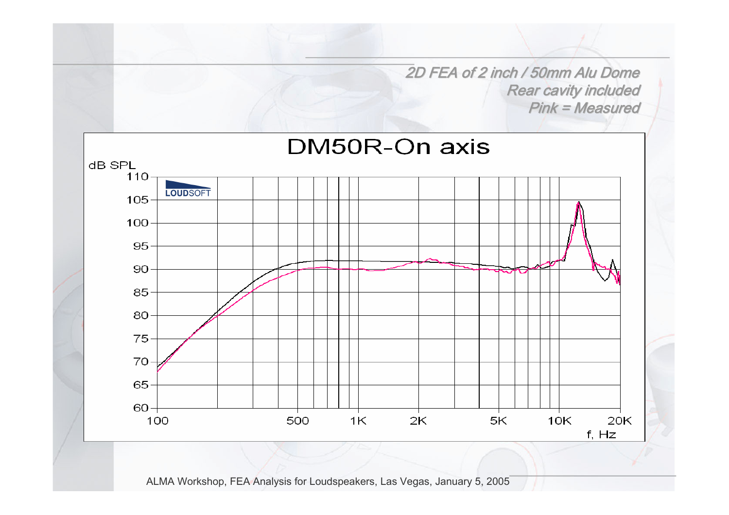*2D FEA of 2 inch / 50mm Alu Dome*
*Rear cavity included*
*Pink = Measured*

## DM50R-On axis

dB SPL

110
105
100
95
90
85
80
75
70
65
60

100 500 1K 2K 5K 10K 20K

f, Hz

LOUDSOFT

ALMA Workshop, FEA Analysis for Loudspeakers, Las Vegas, January 5, 2005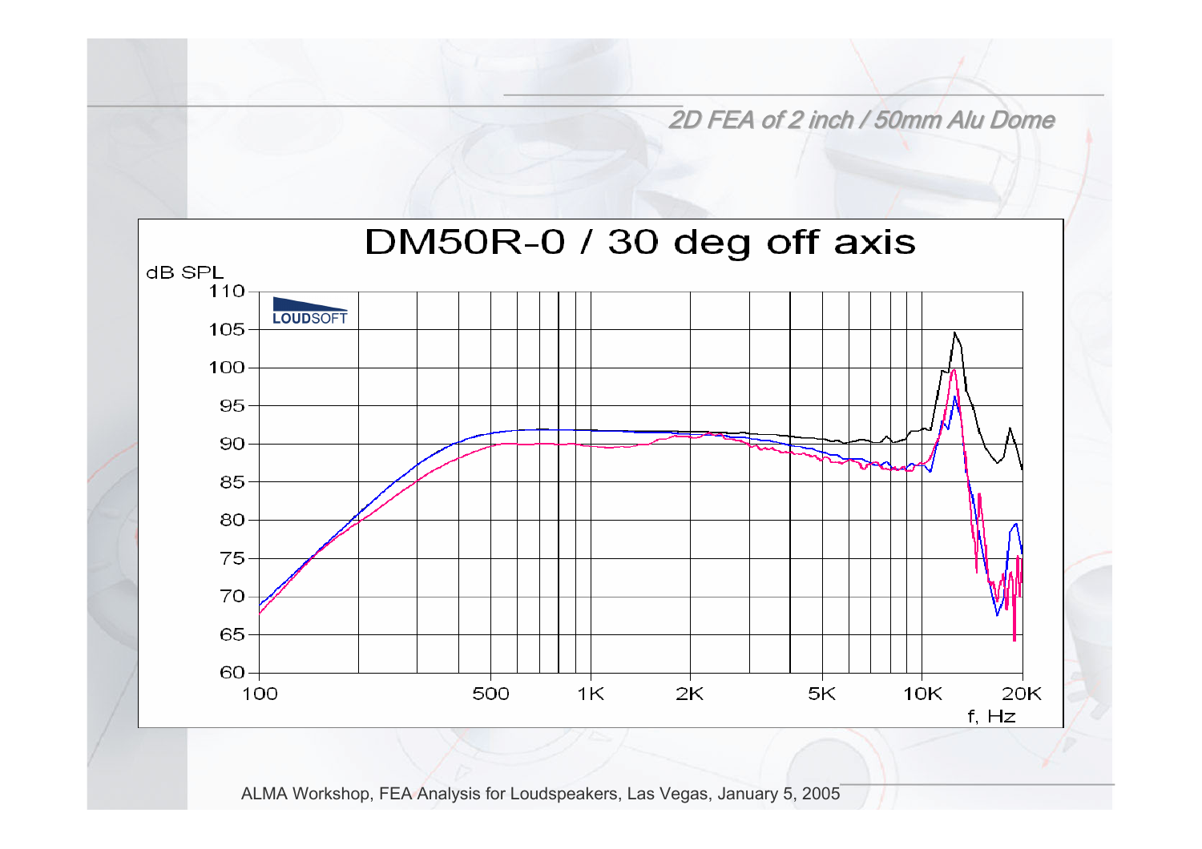## 2D FEA of 2 inch / 50mm Alu Dome

### DM50R-0 / 30 deg off axis

dB SPL

110, 105, 100, 95, 90, 85, 80, 75, 70, 65, 60

LOUDSOFT

100, 500, 1K, 2K, 5K, 10K, 20K

f, Hz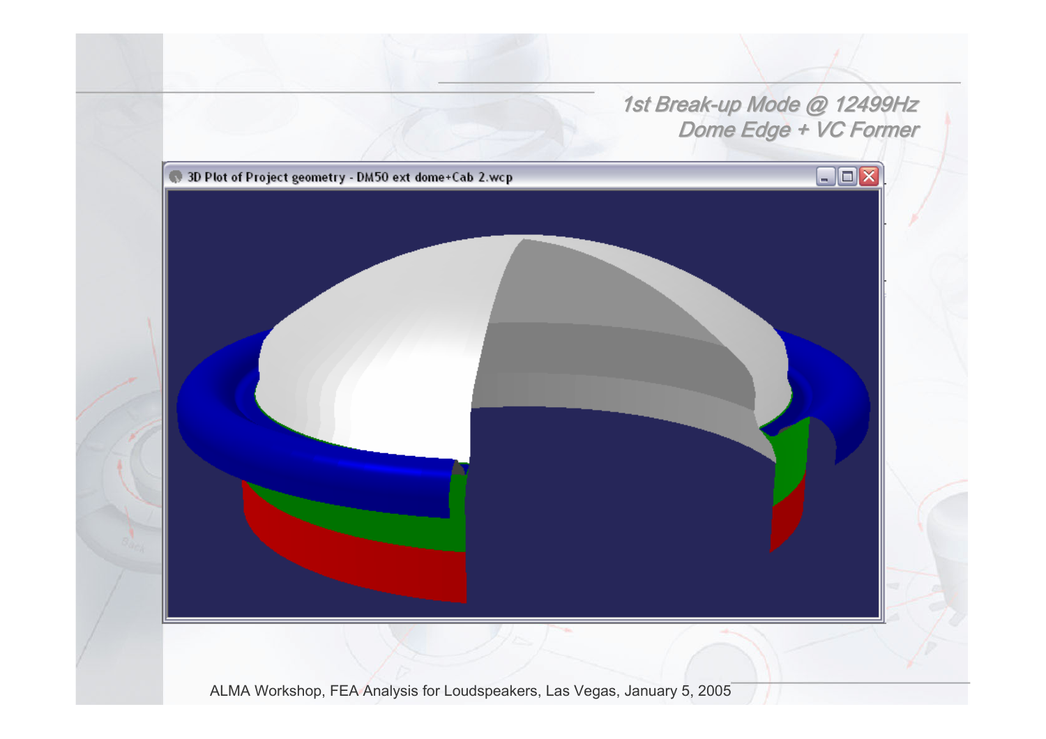## 1st Break-up Mode @ 12499Hz
## Dome Edge + VC Former

3D Plot of Project geometry - DM50 ext dome+Cab 2.wcp

ALMA Workshop, FEA Analysis for Loudspeakers, Las Vegas, January 5, 2005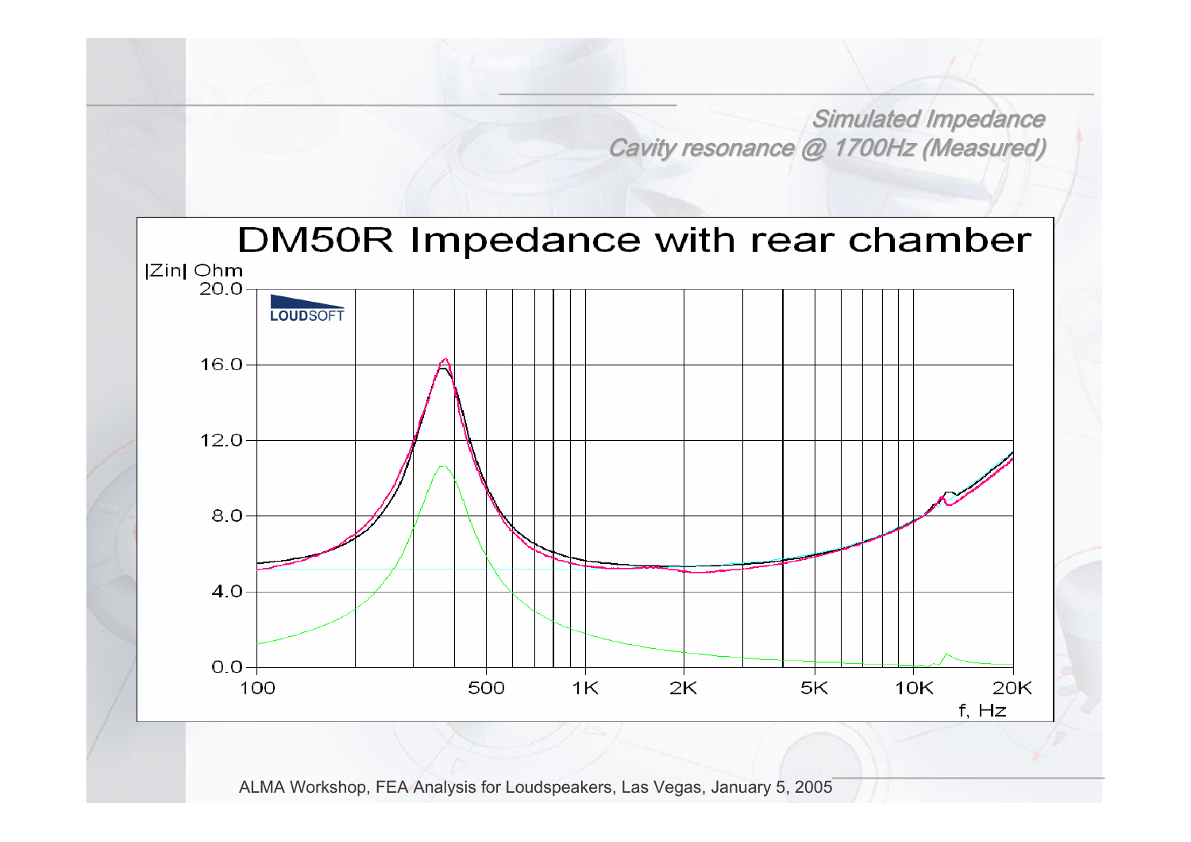## Simulated Impedance

## Cavity resonance @ 1700Hz (Measured)

**DM50R Impedance with rear chamber**

|Zin| Ohm

f, Hz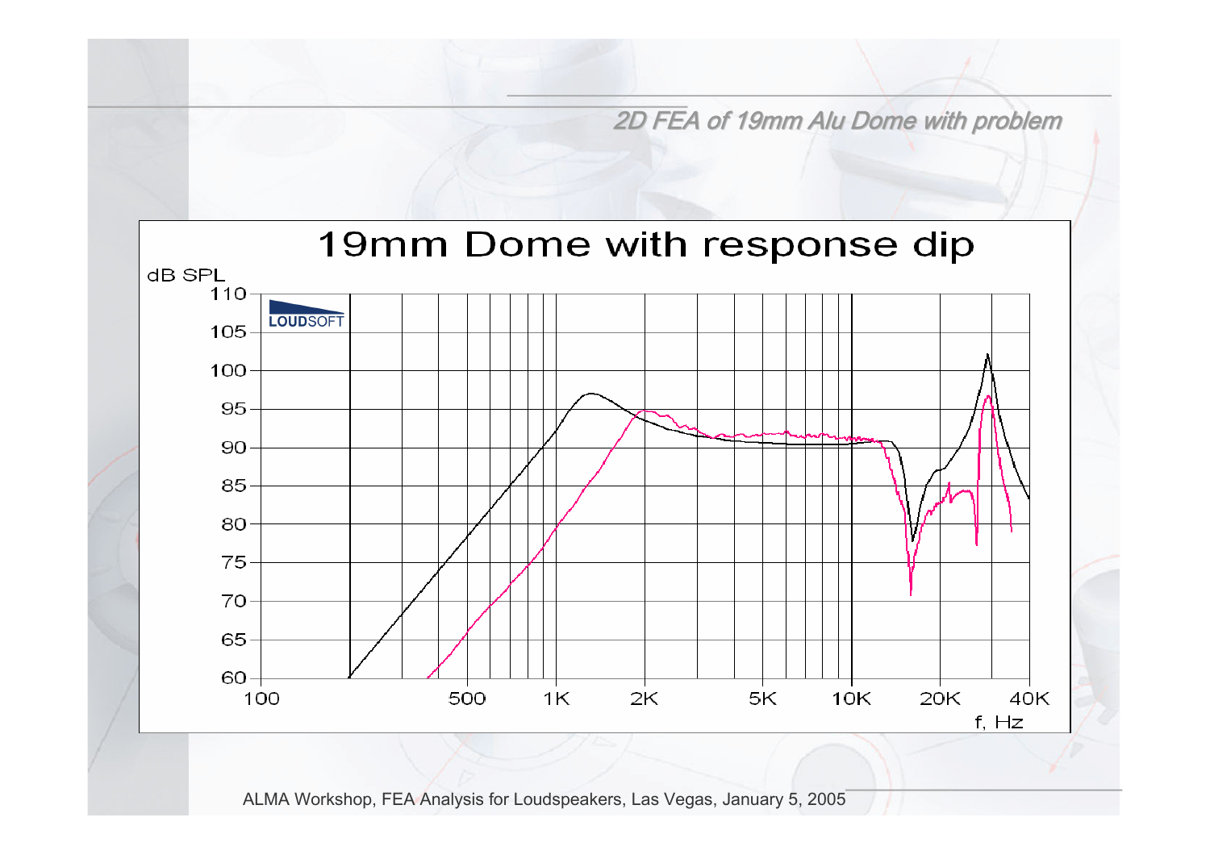## 2D FEA of 19mm Alu Dome with problem

# 19mm Dome with response dip

dB SPL

LOUDSOFT

110, 105, 100, 95, 90, 85, 80, 75, 70, 65, 60

100, 500, 1K, 2K, 5K, 10K, 20K, 40K

f, Hz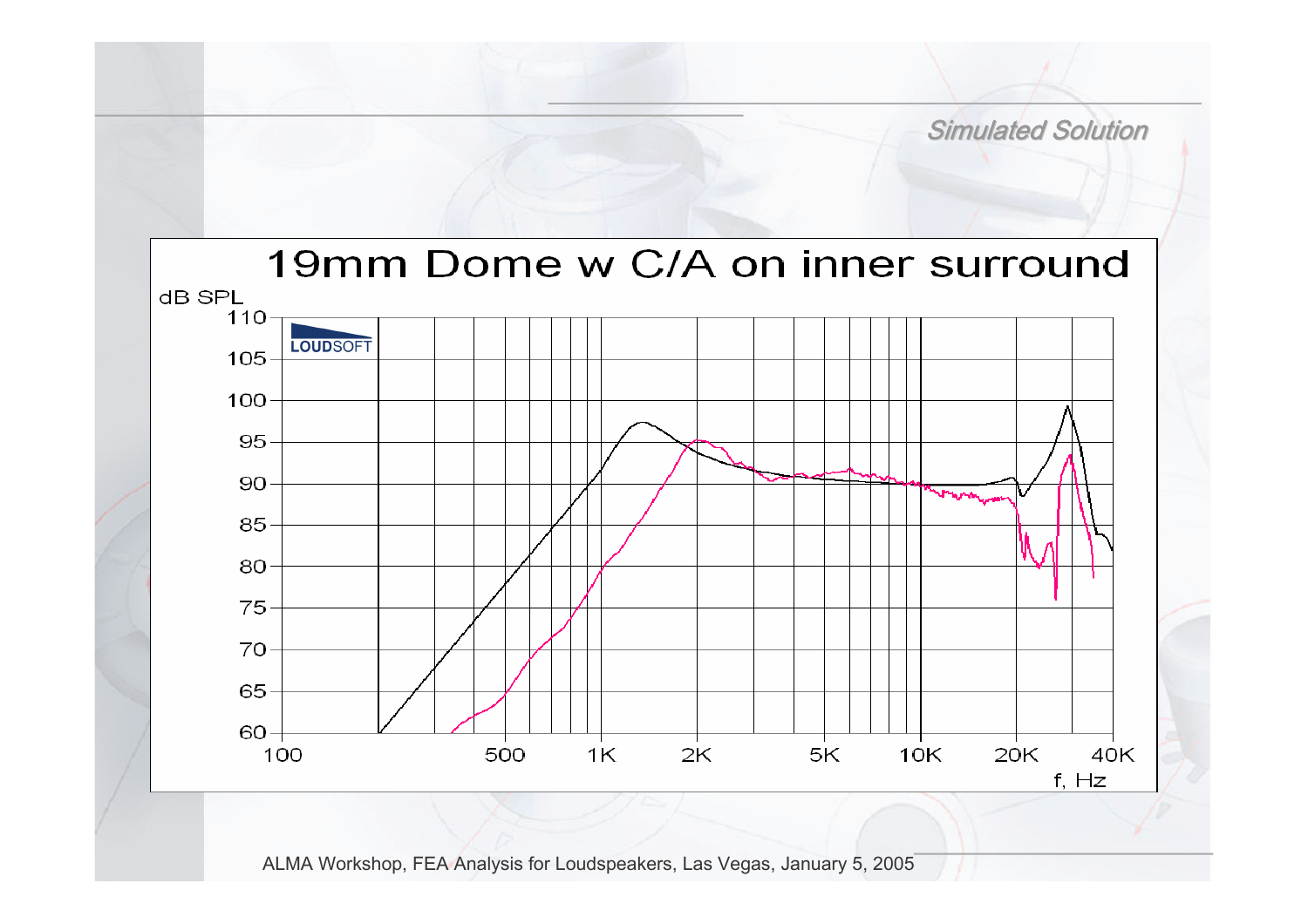## Simulated Solution

### 19mm Dome w C/A on inner surround

dB SPL

110
105
100
95
90
85
80
75
70
65
60

100 500 1K 2K 5K 10K 20K 40K

f, Hz

LOUDSOFT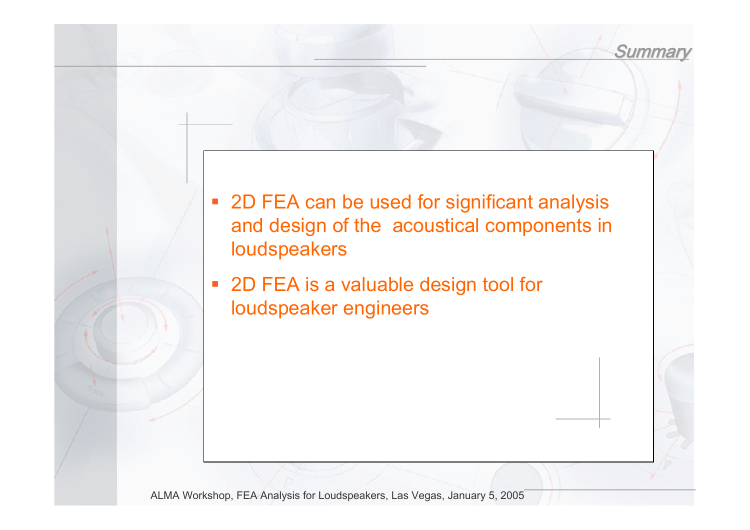## Summary

- 2D FEA can be used for significant analysis and design of the acoustical components in loudspeakers
- 2D FEA is a valuable design tool for loudspeaker engineers